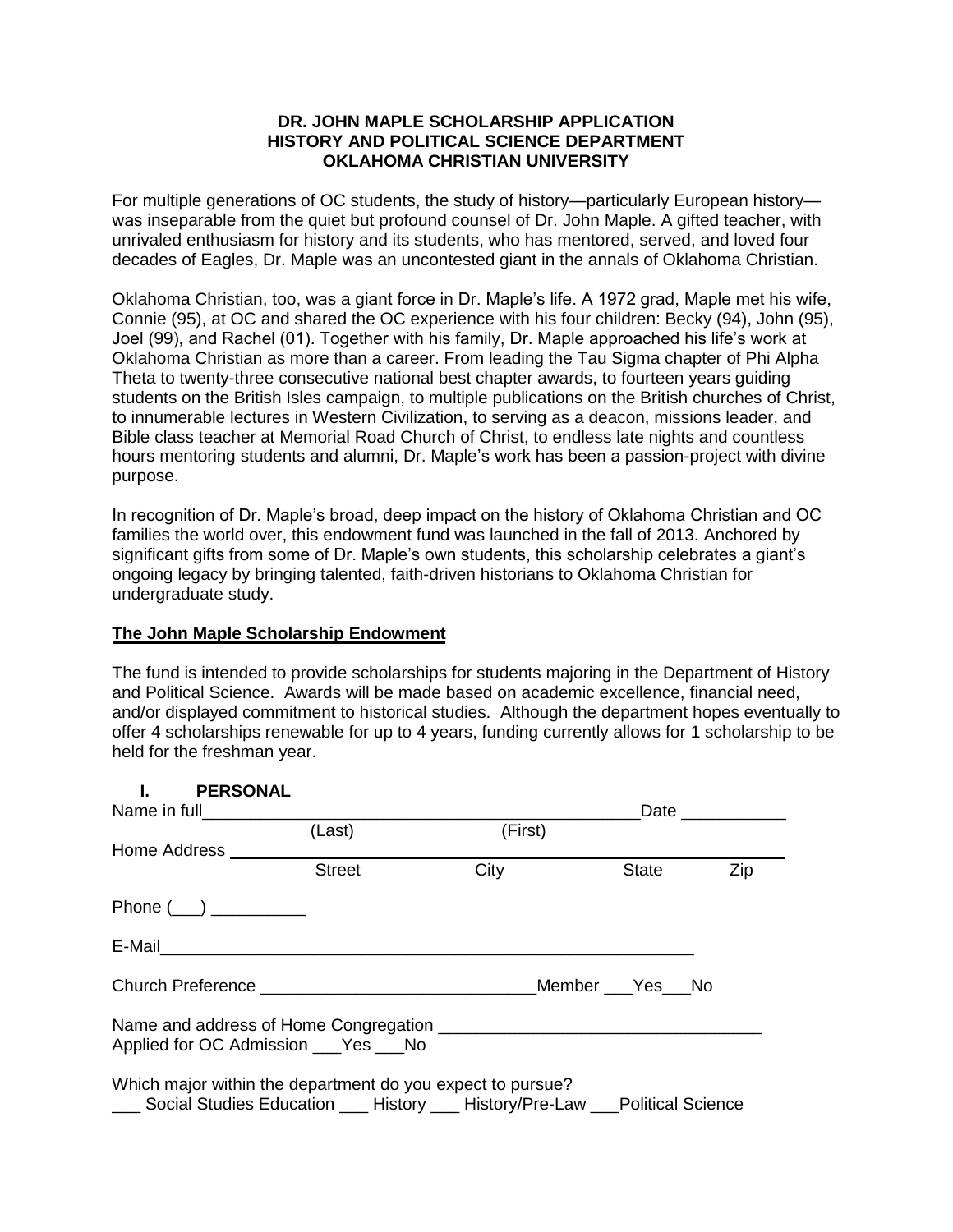**DR. JOHN MAPLE SCHOLARSHIP APPLICATION**
**HISTORY AND POLITICAL SCIENCE DEPARTMENT**
**OKLAHOMA CHRISTIAN UNIVERSITY**

For multiple generations of OC students, the study of history—particularly European history—was inseparable from the quiet but profound counsel of Dr. John Maple. A gifted teacher, with unrivaled enthusiasm for history and its students, who has mentored, served, and loved four decades of Eagles, Dr. Maple was an uncontested giant in the annals of Oklahoma Christian.

Oklahoma Christian, too, was a giant force in Dr. Maple's life. A 1972 grad, Maple met his wife, Connie (95), at OC and shared the OC experience with his four children: Becky (94), John (95), Joel (99), and Rachel (01). Together with his family, Dr. Maple approached his life's work at Oklahoma Christian as more than a career. From leading the Tau Sigma chapter of Phi Alpha Theta to twenty-three consecutive national best chapter awards, to fourteen years guiding students on the British Isles campaign, to multiple publications on the British churches of Christ, to innumerable lectures in Western Civilization, to serving as a deacon, missions leader, and Bible class teacher at Memorial Road Church of Christ, to endless late nights and countless hours mentoring students and alumni, Dr. Maple's work has been a passion-project with divine purpose.

In recognition of Dr. Maple's broad, deep impact on the history of Oklahoma Christian and OC families the world over, this endowment fund was launched in the fall of 2013. Anchored by significant gifts from some of Dr. Maple's own students, this scholarship celebrates a giant's ongoing legacy by bringing talented, faith-driven historians to Oklahoma Christian for undergraduate study.

**The John Maple Scholarship Endowment**

The fund is intended to provide scholarships for students majoring in the Department of History and Political Science. Awards will be made based on academic excellence, financial need, and/or displayed commitment to historical studies. Although the department hopes eventually to offer 4 scholarships renewable for up to 4 years, funding currently allows for 1 scholarship to be held for the freshman year.

**I. PERSONAL**

Name in full_______________________________________________Date ___________
(Last) (First)

Home Address ___________________________________________________________
Street City State Zip

Phone (___) __________

E-Mail___________________________________________________________

Church Preference _____________________________Member ___Yes___No

Name and address of Home Congregation _________________________________
Applied for OC Admission ___Yes ___No

Which major within the department do you expect to pursue?
___ Social Studies Education ___ History ___ History/Pre-Law ___Political Science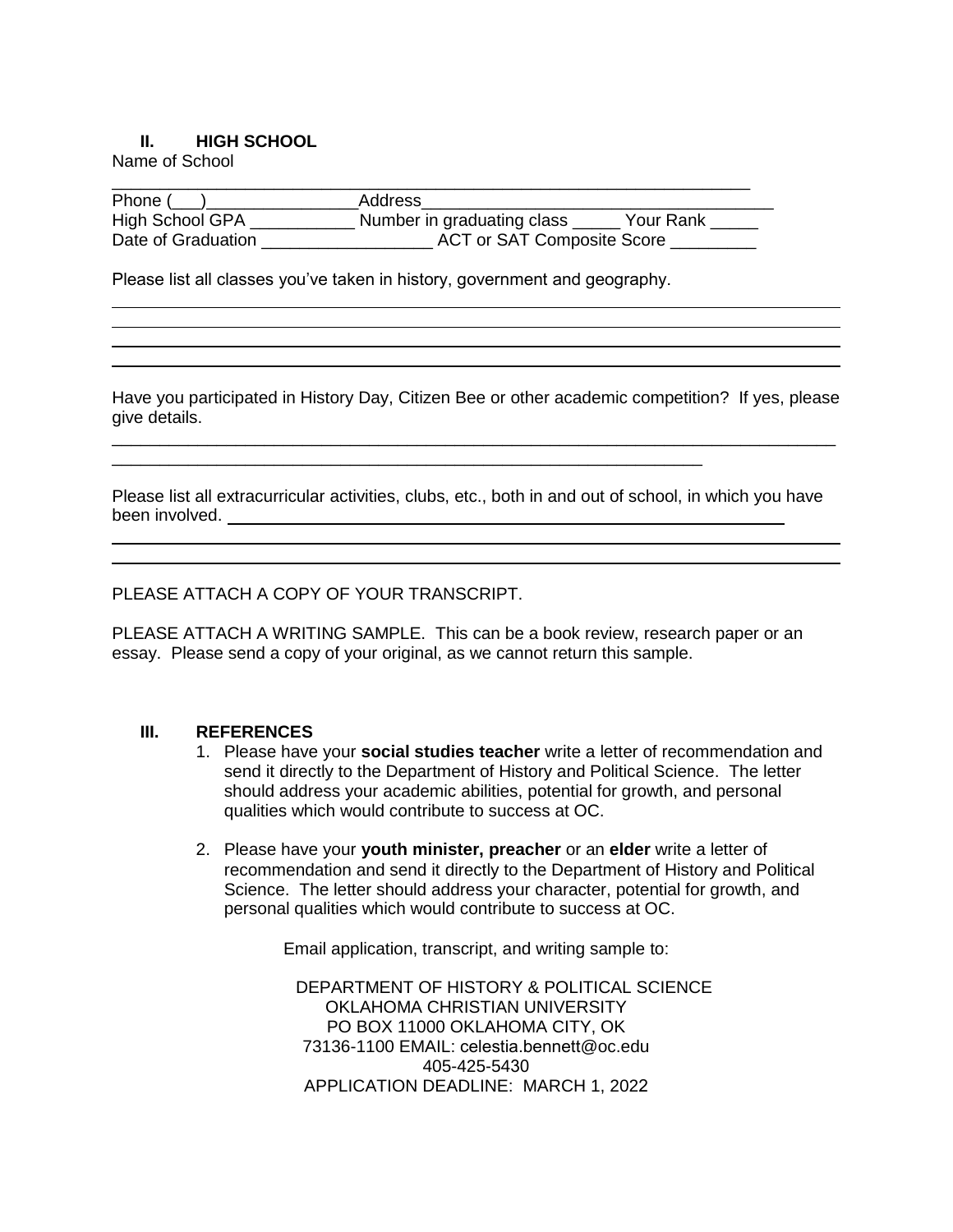## II. HIGH SCHOOL

Name of School

_______________________________________________________________

Phone (___)________________Address____________________________________

High School GPA ___________ Number in graduating class _____ Your Rank _____

Date of Graduation __________________ ACT or SAT Composite Score _________

Please list all classes you've taken in history, government and geography.

_______________________________________________________________

_______________________________________________________________

_______________________________________________________________

_______________________________________________________________

Have you participated in History Day, Citizen Bee or other academic competition? If yes, please give details.

_______________________________________________________________

_______________________________________________________________

Please list all extracurricular activities, clubs, etc., both in and out of school, in which you have been involved. _______________________________________________________________

_______________________________________________________________

_______________________________________________________________

PLEASE ATTACH A COPY OF YOUR TRANSCRIPT.

PLEASE ATTACH A WRITING SAMPLE. This can be a book review, research paper or an essay. Please send a copy of your original, as we cannot return this sample.

## III. REFERENCES

1. Please have your **social studies teacher** write a letter of recommendation and send it directly to the Department of History and Political Science. The letter should address your academic abilities, potential for growth, and personal qualities which would contribute to success at OC.

2. Please have your **youth minister, preacher** or an **elder** write a letter of recommendation and send it directly to the Department of History and Political Science. The letter should address your character, potential for growth, and personal qualities which would contribute to success at OC.

Email application, transcript, and writing sample to:

DEPARTMENT OF HISTORY & POLITICAL SCIENCE
OKLAHOMA CHRISTIAN UNIVERSITY
PO BOX 11000 OKLAHOMA CITY, OK
73136-1100 EMAIL: celestia.bennett@oc.edu
405-425-5430
APPLICATION DEADLINE: MARCH 1, 2022